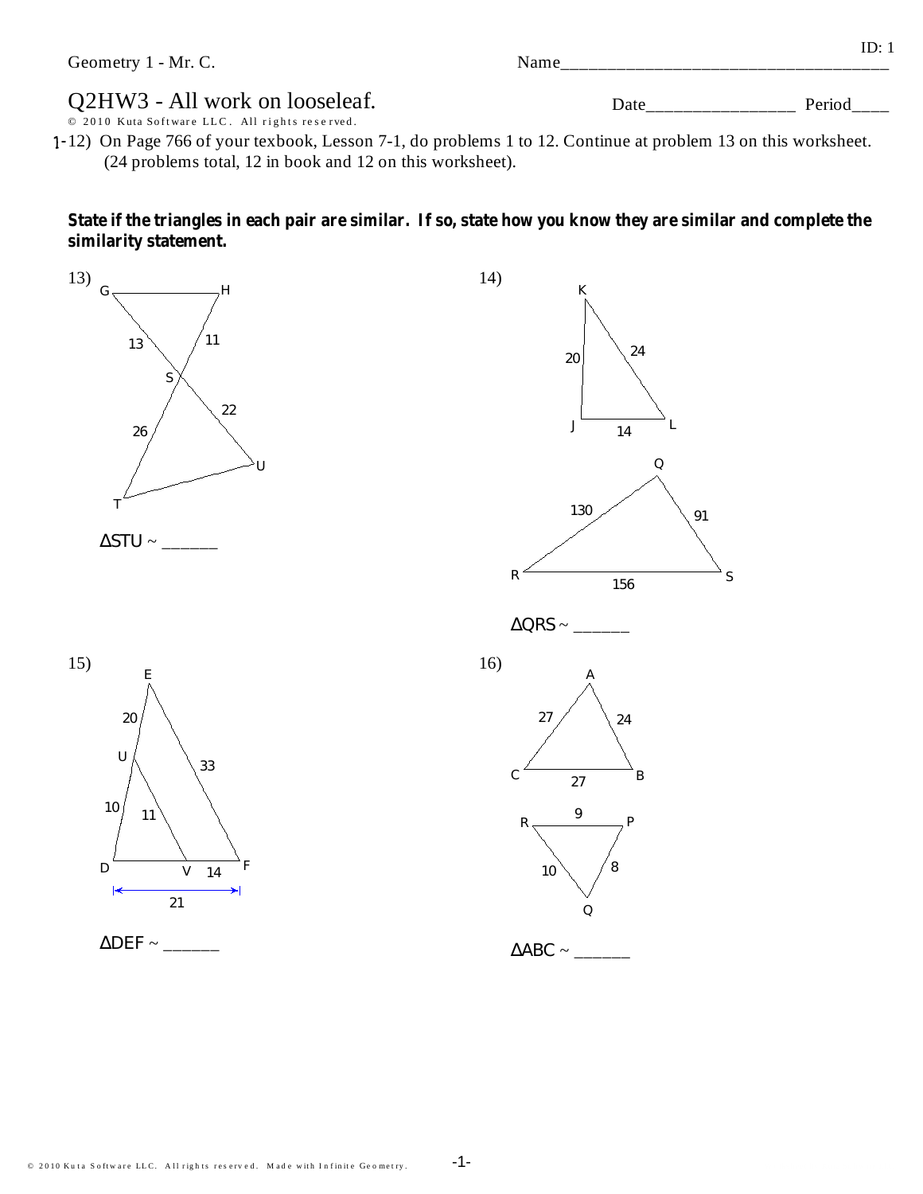Geometry 1 - Mr. C.

ID: 1

Name_____________________________________

# Q2HW3 - All work on looseleaf.

Date________________ Period____

© 2010 Kuta Software LLC. All rights reserved.

1-12) On Page 766 of your texbook, Lesson 7-1, do problems 1 to 12. Continue at problem 13 on this worksheet. (24 problems total, 12 in book and 12 on this worksheet).

**State if the triangles in each pair are similar. If so, state how you know they are similar and complete the similarity statement.**

13)

G H

13 11

S

26 22

T U

$\Delta STU \sim$ ______

14)

K

20 24

J 14 L

Q

130 91

R 156 S

$\Delta QRS \sim$ ______

15)

E

20

U 33

10 11

D V 14 F

21

$\Delta DEF \sim$ ______

16)

A

27 24

C 27 B

R 9 P

10 8

Q

$\Delta ABC \sim$ ______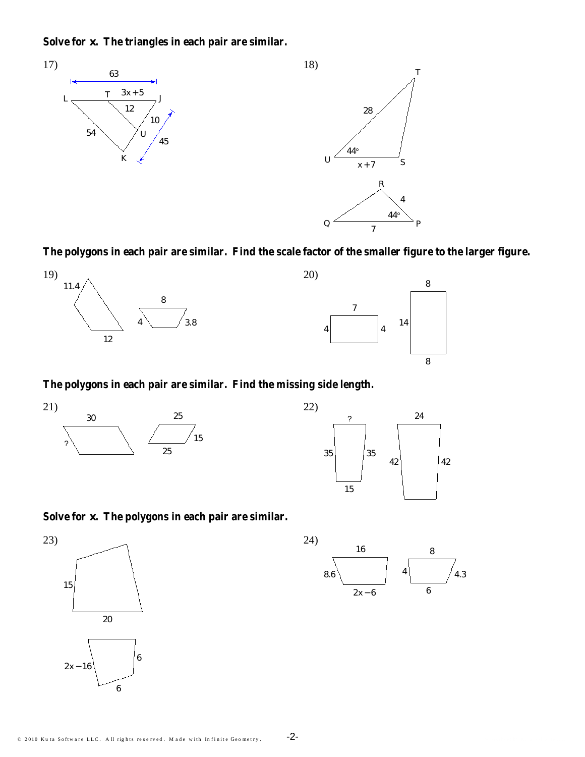**Solve for x. The triangles in each pair are similar.**

17)

63

L T $3x + 5$ J

12

10

54

U

45

K

18)

T

28

$44°$

U $x + 7$ S

R

4

$44°$

Q 7 P

**The polygons in each pair are similar. Find the scale factor of the smaller figure to the larger figure.**

19)

11.4

12

8

4

3.8

20)

7

4

4

8

14

8

**The polygons in each pair are similar. Find the missing side length.**

21)

30

?

25

15

25

22)

?

35

35

15

24

42

42

**Solve for x. The polygons in each pair are similar.**

23)

15

20

$2x - 16$

6

6

24)

16

8.6

$2x - 6$

8

4

4.3

6